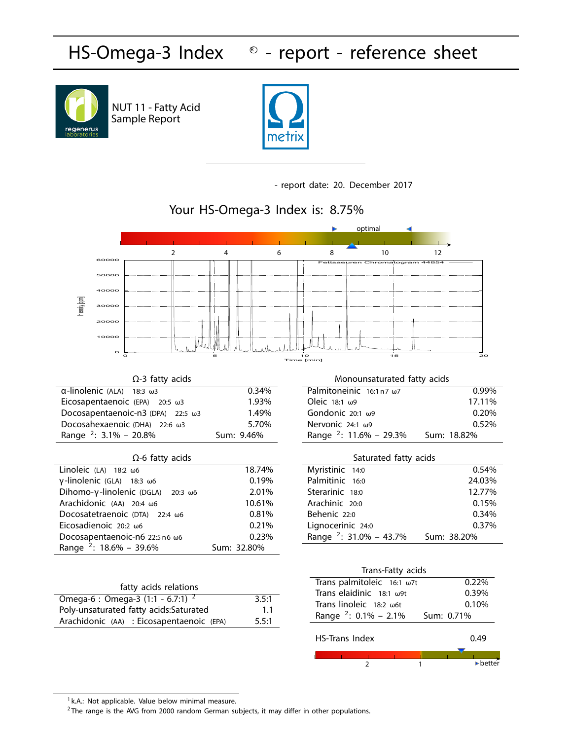# HS-Omega-3 Index ® - report - reference sheet

NUT 11 - Fatty Acid Sample Report

regenerus laboratories

metrix

- report date: 20. December 2017

## Your HS-Omega-3 Index is: 8.75%

optimal

2 4 6 8 10 12

Fettsaeuren Chromatogram 44854

Intensity [ppm]

Time [min]

| Ω-3 fatty acids | |
|---|---|
| α-linolenic (ALA) 18:3 ω3 | 0.34% |
| Eicosapentaenoic (EPA) 20:5 ω3 | 1.93% |
| Docosapentaenoic-n3 (DPA) 22:5 ω3 | 1.49% |
| Docosahexaenoic (DHA) 22:6 ω3 | 5.70% |
| Range [2]: 3.1% – 20.8% | Sum: 9.46% |

| Ω-6 fatty acids | |
|---|---|
| Linoleic (LA) 18:2 ω6 | 18.74% |
| γ-linolenic (GLA) 18:3 ω6 | 0.19% |
| Dihomo-γ-linolenic (DGLA) 20:3 ω6 | 2.01% |
| Arachidonic (AA) 20:4 ω6 | 10.61% |
| Docosatetraenoic (DTA) 22:4 ω6 | 0.81% |
| Eicosadienoic 20:2 ω6 | 0.21% |
| Docosapentaenoic-n6 22:5 n6 ω6 | 0.23% |
| Range [2]: 18.6% – 39.6% | Sum: 32.80% |

| fatty acids relations | |
|---|---|
| Omega-6 : Omega-3 (1:1 - 6.7:1) [2] | 3.5:1 |
| Poly-unsaturated fatty acids:Saturated | 1.1 |
| Arachidonic (AA) : Eicosapentaenoic (EPA) | 5.5:1 |

| Monounsaturated fatty acids | |
|---|---|
| Palmitoneinic 16:1 n7 ω7 | 0.99% |
| Oleic 18:1 ω9 | 17.11% |
| Gondonic 20:1 ω9 | 0.20% |
| Nervonic 24:1 ω9 | 0.52% |
| Range [2]: 11.6% – 29.3% | Sum: 18.82% |

| Saturated fatty acids | |
|---|---|
| Myristinic 14:0 | 0.54% |
| Palmitinic 16:0 | 24.03% |
| Sterarinic 18:0 | 12.77% |
| Arachinic 20:0 | 0.15% |
| Behenic 22:0 | 0.34% |
| Lignocerinic 24:0 | 0.37% |
| Range [2]: 31.0% – 43.7% | Sum: 38.20% |

| Trans-Fatty acids | |
|---|---|
| Trans palmitoleic 16:1 ω7t | 0.22% |
| Trans elaidinic 18:1 ω9t | 0.39% |
| Trans linoleic 18:2 ω6t | 0.10% |
| Range [2]: 0.1% – 2.1% | Sum: 0.71% |

HS-Trans Index 0.49

2 1 ▸better

[1] k.A.: Not applicable. Value below minimal measure.
[2] The range is the AVG from 2000 random German subjects, it may differ in other populations.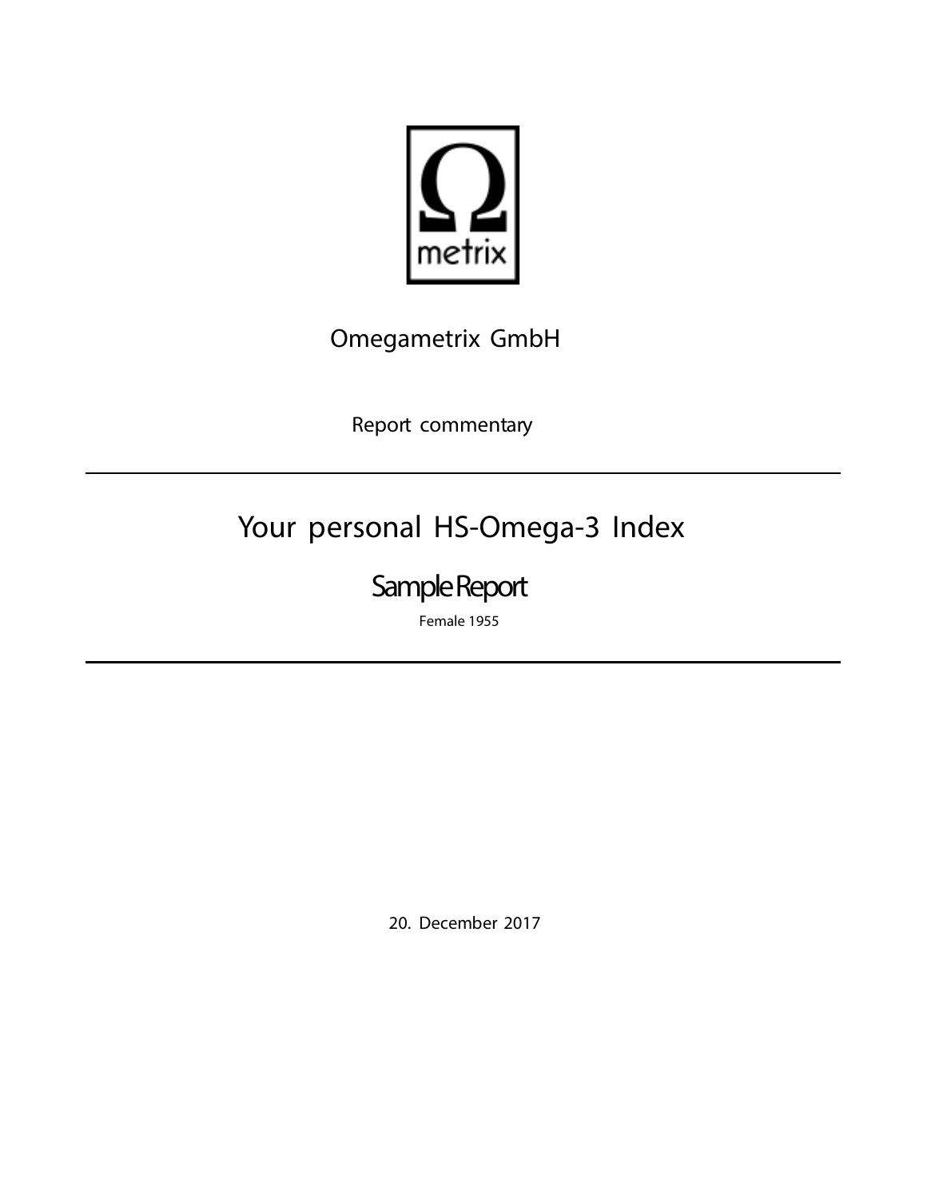Ω
metrix

Omegametrix GmbH

Report commentary

---

# Your personal HS-Omega-3 Index

## Sample Report

Female 1955

---

20. December 2017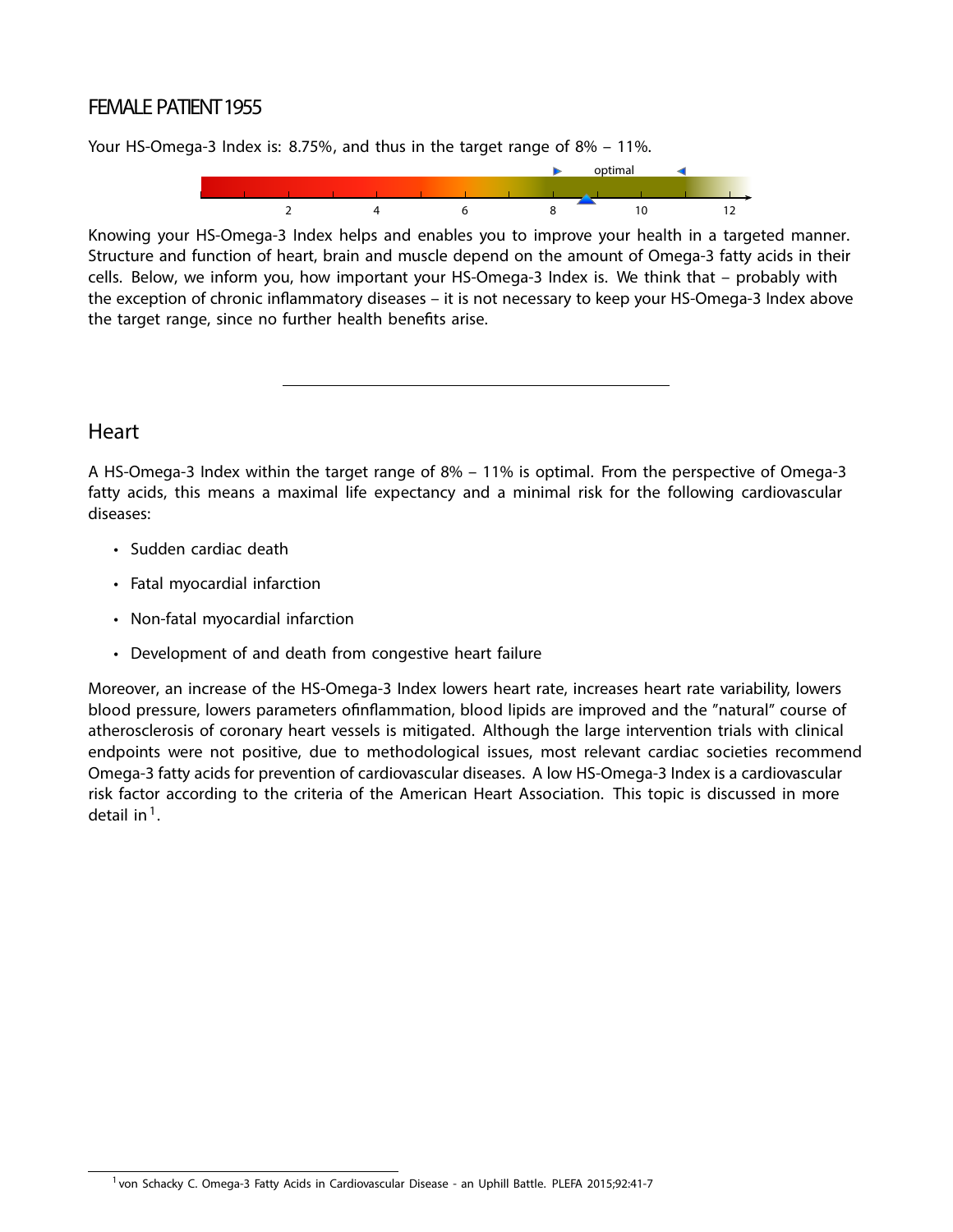# FEMALE PATIENT 1955

Your HS-Omega-3 Index is: 8.75%, and thus in the target range of 8% – 11%.

Knowing your HS-Omega-3 Index helps and enables you to improve your health in a targeted manner. Structure and function of heart, brain and muscle depend on the amount of Omega-3 fatty acids in their cells. Below, we inform you, how important your HS-Omega-3 Index is. We think that – probably with the exception of chronic inflammatory diseases – it is not necessary to keep your HS-Omega-3 Index above the target range, since no further health benefits arise.

---

## Heart

A HS-Omega-3 Index within the target range of 8% – 11% is optimal. From the perspective of Omega-3 fatty acids, this means a maximal life expectancy and a minimal risk for the following cardiovascular diseases:

- Sudden cardiac death
- Fatal myocardial infarction
- Non-fatal myocardial infarction
- Development of and death from congestive heart failure

Moreover, an increase of the HS-Omega-3 Index lowers heart rate, increases heart rate variability, lowers blood pressure, lowers parameters ofinflammation, blood lipids are improved and the "natural" course of atherosclerosis of coronary heart vessels is mitigated. Although the large intervention trials with clinical endpoints were not positive, due to methodological issues, most relevant cardiac societies recommend Omega-3 fatty acids for prevention of cardiovascular diseases. A low HS-Omega-3 Index is a cardiovascular risk factor according to the criteria of the American Heart Association. This topic is discussed in more detail in[1].

[1] von Schacky C. Omega-3 Fatty Acids in Cardiovascular Disease - an Uphill Battle. PLEFA 2015;92:41-7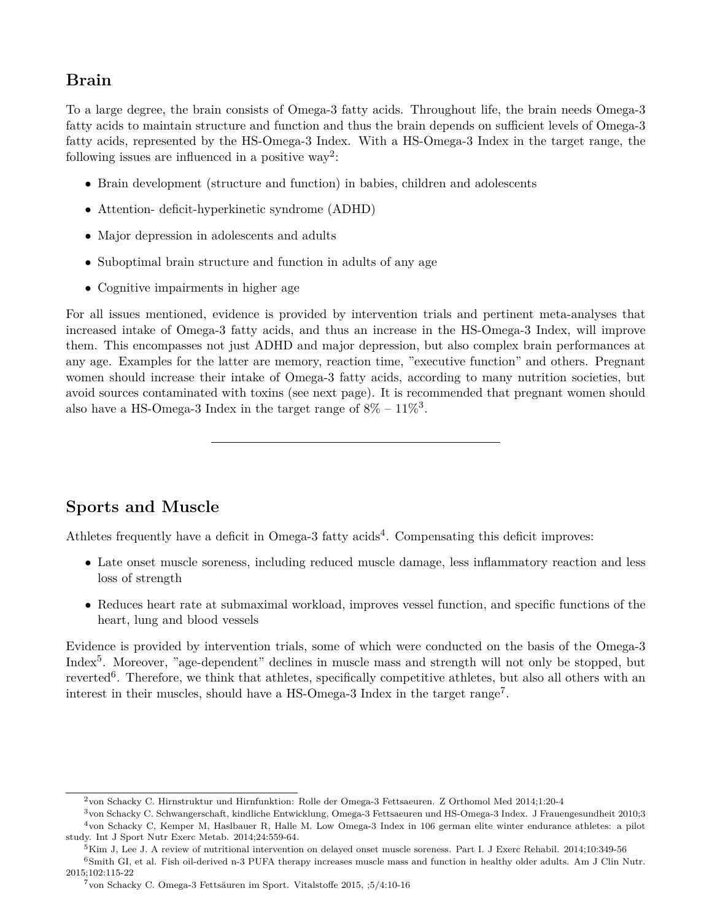## Brain

To a large degree, the brain consists of Omega-3 fatty acids. Throughout life, the brain needs Omega-3 fatty acids to maintain structure and function and thus the brain depends on sufficient levels of Omega-3 fatty acids, represented by the HS-Omega-3 Index. With a HS-Omega-3 Index in the target range, the following issues are influenced in a positive way[2]:

- Brain development (structure and function) in babies, children and adolescents
- Attention- deficit-hyperkinetic syndrome (ADHD)
- Major depression in adolescents and adults
- Suboptimal brain structure and function in adults of any age
- Cognitive impairments in higher age

For all issues mentioned, evidence is provided by intervention trials and pertinent meta-analyses that increased intake of Omega-3 fatty acids, and thus an increase in the HS-Omega-3 Index, will improve them. This encompasses not just ADHD and major depression, but also complex brain performances at any age. Examples for the latter are memory, reaction time, "executive function" and others. Pregnant women should increase their intake of Omega-3 fatty acids, according to many nutrition societies, but avoid sources contaminated with toxins (see next page). It is recommended that pregnant women should also have a HS-Omega-3 Index in the target range of 8% – 11%[3].

---

## Sports and Muscle

Athletes frequently have a deficit in Omega-3 fatty acids[4]. Compensating this deficit improves:

- Late onset muscle soreness, including reduced muscle damage, less inflammatory reaction and less loss of strength
- Reduces heart rate at submaximal workload, improves vessel function, and specific functions of the heart, lung and blood vessels

Evidence is provided by intervention trials, some of which were conducted on the basis of the Omega-3 Index[5]. Moreover, "age-dependent" declines in muscle mass and strength will not only be stopped, but reverted[6]. Therefore, we think that athletes, specifically competitive athletes, but also all others with an interest in their muscles, should have a HS-Omega-3 Index in the target range[7].

---

[2] von Schacky C. Hirnstruktur und Hirnfunktion: Rolle der Omega-3 Fettsaeuren. Z Orthomol Med 2014;1:20-4

[3] von Schacky C. Schwangerschaft, kindliche Entwicklung, Omega-3 Fettsaeuren und HS-Omega-3 Index. J Frauengesundheit 2010;3

[4] von Schacky C, Kemper M, Haslbauer R, Halle M. Low Omega-3 Index in 106 german elite winter endurance athletes: a pilot study. Int J Sport Nutr Exerc Metab. 2014;24:559-64.

[5] Kim J, Lee J. A review of nutritional intervention on delayed onset muscle soreness. Part I. J Exerc Rehabil. 2014;10:349-56

[6] Smith GI, et al. Fish oil-derived n-3 PUFA therapy increases muscle mass and function in healthy older adults. Am J Clin Nutr. 2015;102:115-22

[7] von Schacky C. Omega-3 Fettsäuren im Sport. Vitalstoffe 2015, ;5/4:10-16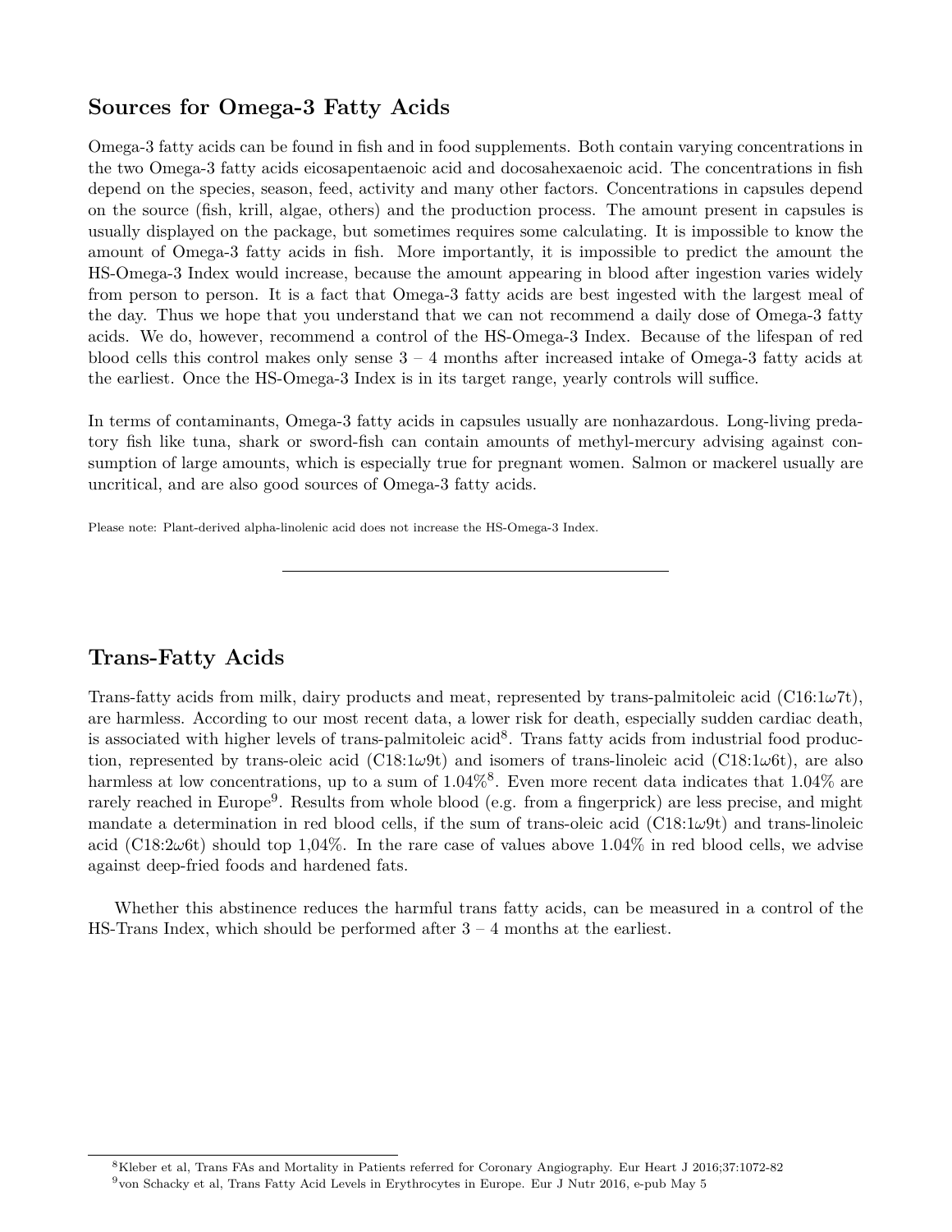## Sources for Omega-3 Fatty Acids

Omega-3 fatty acids can be found in fish and in food supplements. Both contain varying concentrations in the two Omega-3 fatty acids eicosapentaenoic acid and docosahexaenoic acid. The concentrations in fish depend on the species, season, feed, activity and many other factors. Concentrations in capsules depend on the source (fish, krill, algae, others) and the production process. The amount present in capsules is usually displayed on the package, but sometimes requires some calculating. It is impossible to know the amount of Omega-3 fatty acids in fish. More importantly, it is impossible to predict the amount the HS-Omega-3 Index would increase, because the amount appearing in blood after ingestion varies widely from person to person. It is a fact that Omega-3 fatty acids are best ingested with the largest meal of the day. Thus we hope that you understand that we can not recommend a daily dose of Omega-3 fatty acids. We do, however, recommend a control of the HS-Omega-3 Index. Because of the lifespan of red blood cells this control makes only sense 3 – 4 months after increased intake of Omega-3 fatty acids at the earliest. Once the HS-Omega-3 Index is in its target range, yearly controls will suffice.

In terms of contaminants, Omega-3 fatty acids in capsules usually are nonhazardous. Long-living predatory fish like tuna, shark or sword-fish can contain amounts of methyl-mercury advising against consumption of large amounts, which is especially true for pregnant women. Salmon or mackerel usually are uncritical, and are also good sources of Omega-3 fatty acids.

Please note: Plant-derived alpha-linolenic acid does not increase the HS-Omega-3 Index.

---

## Trans-Fatty Acids

Trans-fatty acids from milk, dairy products and meat, represented by trans-palmitoleic acid (C16:1$\omega$7t), are harmless. According to our most recent data, a lower risk for death, especially sudden cardiac death, is associated with higher levels of trans-palmitoleic acid[8]. Trans fatty acids from industrial food production, represented by trans-oleic acid (C18:1$\omega$9t) and isomers of trans-linoleic acid (C18:1$\omega$6t), are also harmless at low concentrations, up to a sum of 1.04%[8]. Even more recent data indicates that 1.04% are rarely reached in Europe[9]. Results from whole blood (e.g. from a fingerprick) are less precise, and might mandate a determination in red blood cells, if the sum of trans-oleic acid (C18:1$\omega$9t) and trans-linoleic acid (C18:2$\omega$6t) should top 1,04%. In the rare case of values above 1.04% in red blood cells, we advise against deep-fried foods and hardened fats.

Whether this abstinence reduces the harmful trans fatty acids, can be measured in a control of the HS-Trans Index, which should be performed after 3 – 4 months at the earliest.

[8] Kleber et al, Trans FAs and Mortality in Patients referred for Coronary Angiography. Eur Heart J 2016;37:1072-82

[9] von Schacky et al, Trans Fatty Acid Levels in Erythrocytes in Europe. Eur J Nutr 2016, e-pub May 5